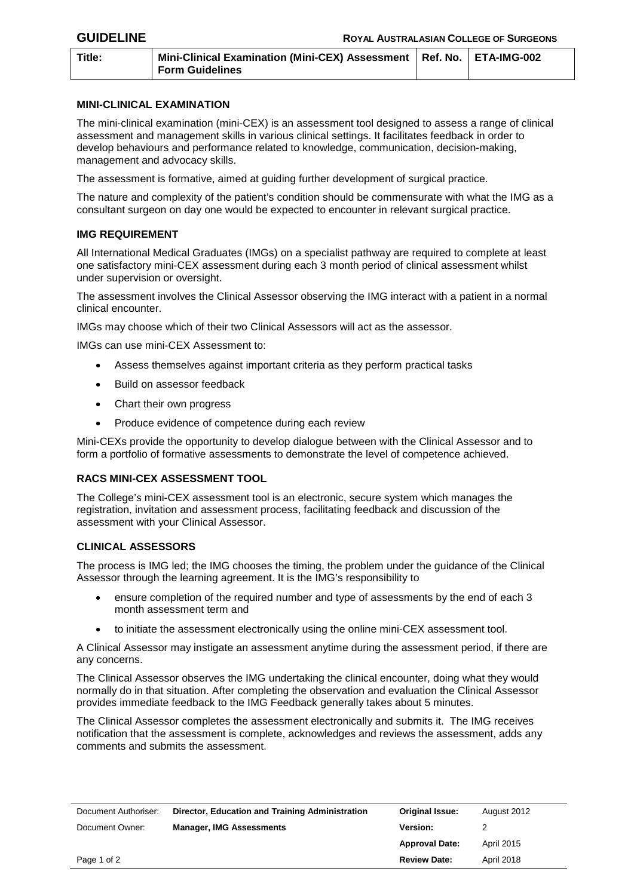**GUIDELINE** **ROYAL AUSTRALASIAN COLLEGE OF SURGEONS**

| Title: | Mini-Clinical Examination (Mini-CEX) Assessment Form Guidelines | Ref. No. | ETA-IMG-002 |
|---|---|---|---|

## MINI-CLINICAL EXAMINATION

The mini-clinical examination (mini-CEX) is an assessment tool designed to assess a range of clinical assessment and management skills in various clinical settings. It facilitates feedback in order to develop behaviours and performance related to knowledge, communication, decision-making, management and advocacy skills.

The assessment is formative, aimed at guiding further development of surgical practice.

The nature and complexity of the patient's condition should be commensurate with what the IMG as a consultant surgeon on day one would be expected to encounter in relevant surgical practice.

## IMG REQUIREMENT

All International Medical Graduates (IMGs) on a specialist pathway are required to complete at least one satisfactory mini-CEX assessment during each 3 month period of clinical assessment whilst under supervision or oversight.

The assessment involves the Clinical Assessor observing the IMG interact with a patient in a normal clinical encounter.

IMGs may choose which of their two Clinical Assessors will act as the assessor.

IMGs can use mini-CEX Assessment to:

- Assess themselves against important criteria as they perform practical tasks
- Build on assessor feedback
- Chart their own progress
- Produce evidence of competence during each review

Mini-CEXs provide the opportunity to develop dialogue between with the Clinical Assessor and to form a portfolio of formative assessments to demonstrate the level of competence achieved.

## RACS MINI-CEX ASSESSMENT TOOL

The College's mini-CEX assessment tool is an electronic, secure system which manages the registration, invitation and assessment process, facilitating feedback and discussion of the assessment with your Clinical Assessor.

## CLINICAL ASSESSORS

The process is IMG led; the IMG chooses the timing, the problem under the guidance of the Clinical Assessor through the learning agreement. It is the IMG's responsibility to

- ensure completion of the required number and type of assessments by the end of each 3 month assessment term and
- to initiate the assessment electronically using the online mini-CEX assessment tool.

A Clinical Assessor may instigate an assessment anytime during the assessment period, if there are any concerns.

The Clinical Assessor observes the IMG undertaking the clinical encounter, doing what they would normally do in that situation. After completing the observation and evaluation the Clinical Assessor provides immediate feedback to the IMG Feedback generally takes about 5 minutes.

The Clinical Assessor completes the assessment electronically and submits it. The IMG receives notification that the assessment is complete, acknowledges and reviews the assessment, adds any comments and submits the assessment.

| Document Authoriser: | Director, Education and Training Administration | Original Issue: | August 2012 |
|---|---|---|---|
| Document Owner: | Manager, IMG Assessments | Version: | 2 |
| | | Approval Date: | April 2015 |
| | | Review Date: | April 2018 |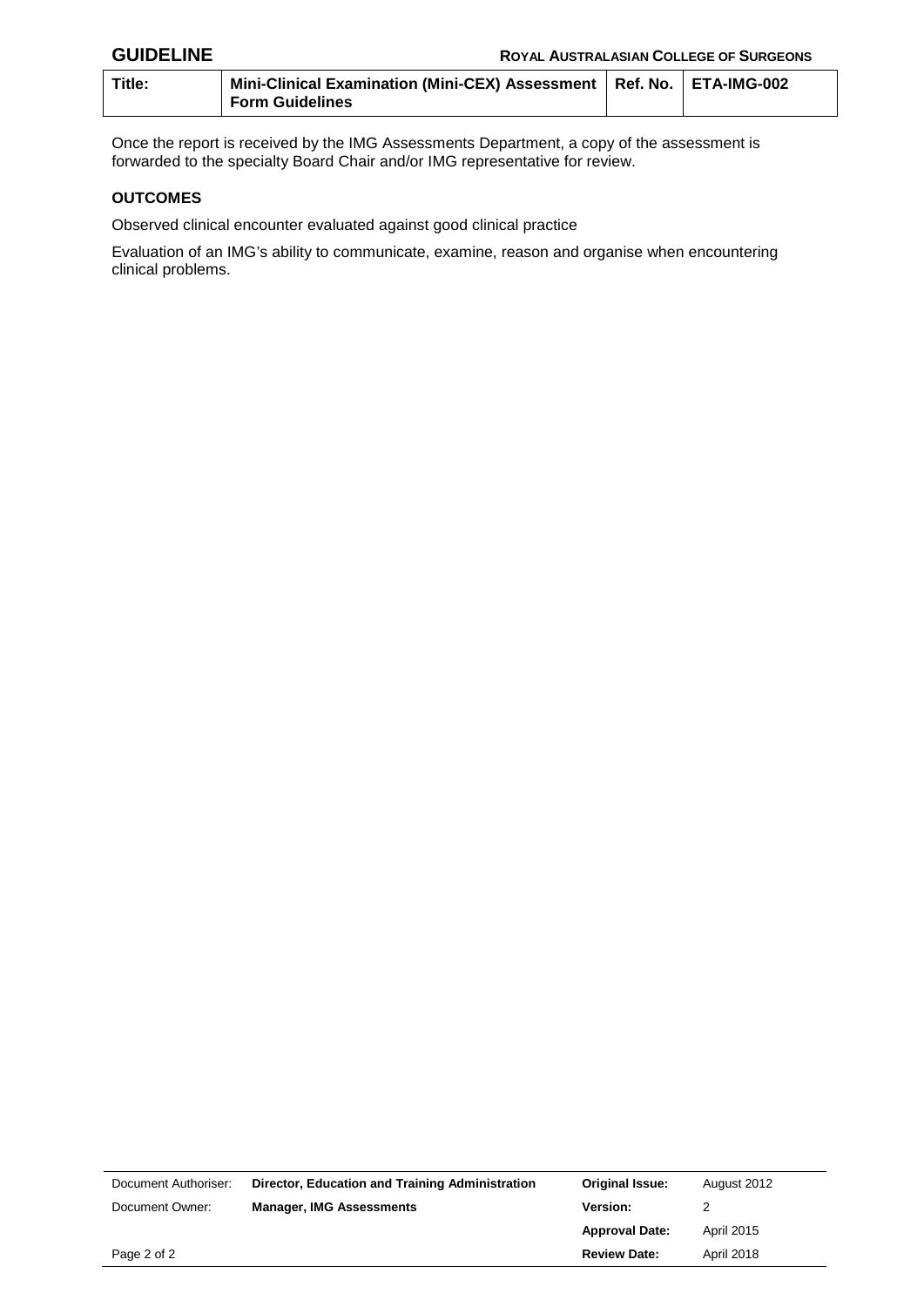Once the report is received by the IMG Assessments Department, a copy of the assessment is forwarded to the specialty Board Chair and/or IMG representative for review.

**OUTCOMES**

Observed clinical encounter evaluated against good clinical practice

Evaluation of an IMG's ability to communicate, examine, reason and organise when encountering clinical problems.